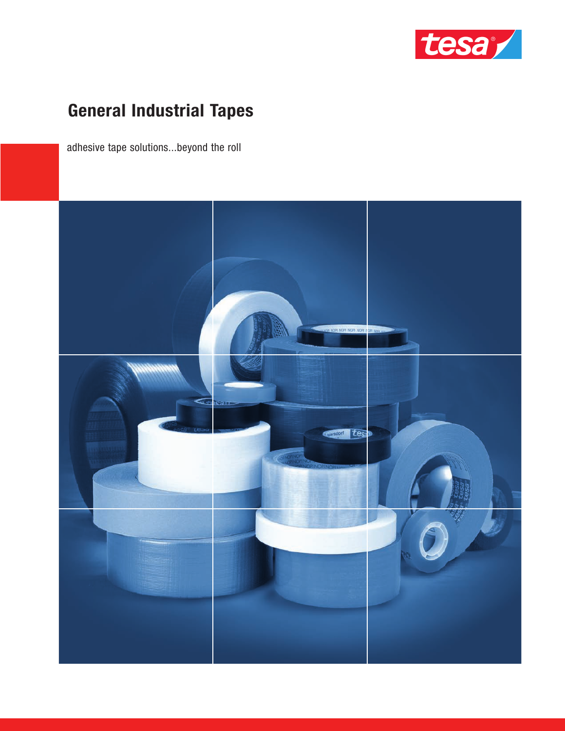# General Industrial Tapes

adhesive tape solutions...beyond the roll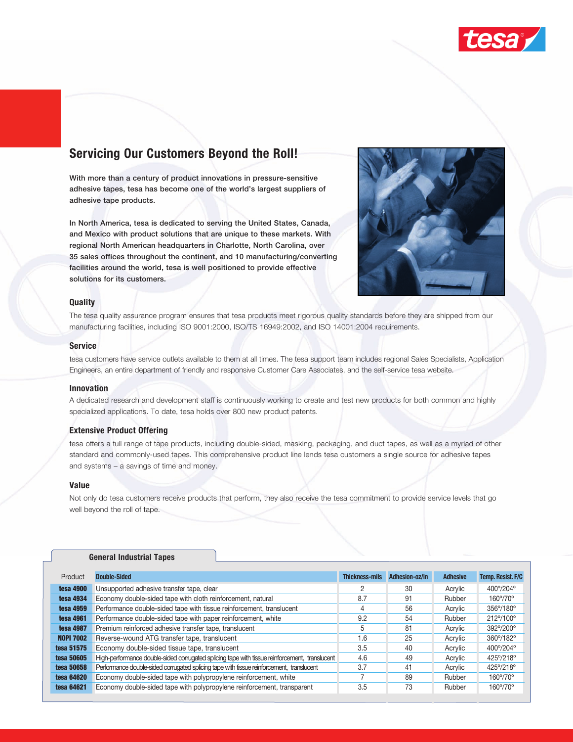## Servicing Our Customers Beyond the Roll!

**With more than a century of product innovations in pressure-sensitive adhesive tapes, tesa has become one of the world's largest suppliers of adhesive tape products.**

**In North America, tesa is dedicated to serving the United States, Canada, and Mexico with product solutions that are unique to these markets. With regional North American headquarters in Charlotte, North Carolina, over 35 sales offices throughout the continent, and 10 manufacturing/converting facilities around the world, tesa is well positioned to provide effective solutions for its customers.**

### Quality

The tesa quality assurance program ensures that tesa products meet rigorous quality standards before they are shipped from our manufacturing facilities, including ISO 9001:2000, ISO/TS 16949:2002, and ISO 14001:2004 requirements.

### Service

tesa customers have service outlets available to them at all times. The tesa support team includes regional Sales Specialists, Application Engineers, an entire department of friendly and responsive Customer Care Associates, and the self-service tesa website.

### Innovation

A dedicated research and development staff is continuously working to create and test new products for both common and highly specialized applications. To date, tesa holds over 800 new product patents.

### Extensive Product Offering

tesa offers a full range of tape products, including double-sided, masking, packaging, and duct tapes, as well as a myriad of other standard and commonly-used tapes. This comprehensive product line lends tesa customers a single source for adhesive tapes and systems – a savings of time and money.

### Value

Not only do tesa customers receive products that perform, they also receive the tesa commitment to provide service levels that go well beyond the roll of tape.

### General Industrial Tapes

| Product | Double-Sided | Thickness-mils | Adhesion-oz/in | Adhesive | Temp. Resist. F/C |
|---|---|---|---|---|---|
| **tesa 4900** | Unsupported adhesive transfer tape, clear | 2 | 30 | Acrylic | 400°/204° |
| **tesa 4934** | Economy double-sided tape with cloth reinforcement, natural | 8.7 | 91 | Rubber | 160°/70° |
| **tesa 4959** | Performance double-sided tape with tissue reinforcement, translucent | 4 | 56 | Acrylic | 356°/180° |
| **tesa 4961** | Performance double-sided tape with paper reinforcement, white | 9.2 | 54 | Rubber | 212°/100° |
| **tesa 4987** | Premium reinforced adhesive transfer tape, translucent | 5 | 81 | Acrylic | 392°/200° |
| **NOPI 7002** | Reverse-wound ATG transfer tape, translucent | 1.6 | 25 | Acrylic | 360°/182° |
| **tesa 51575** | Economy double-sided tissue tape, translucent | 3.5 | 40 | Acrylic | 400°/204° |
| **tesa 50605** | High-performance double-sided corrugated splicing tape with tissue reinforcement, translucent | 4.6 | 49 | Acrylic | 425°/218° |
| **tesa 50658** | Performance double-sided corrugated splicing tape with tissue reinforcement, translucent | 3.7 | 41 | Acrylic | 425°/218° |
| **tesa 64620** | Economy double-sided tape with polypropylene reinforcement, white | 7 | 89 | Rubber | 160°/70° |
| **tesa 64621** | Economy double-sided tape with polypropylene reinforcement, transparent | 3.5 | 73 | Rubber | 160°/70° |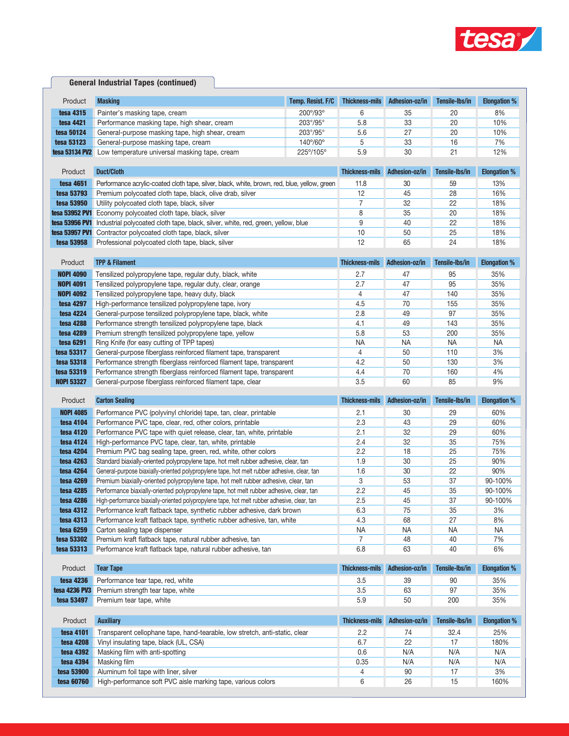## General Industrial Tapes (continued)

| Product | Masking | Temp. Resist. F/C | Thickness-mils | Adhesion-oz/in | Tensile-lbs/in | Elongation % |
|---|---|---|---|---|---|---|
| tesa 4315 | Painter's masking tape, cream | 200°/93° | 6 | 35 | 20 | 8% |
| tesa 4421 | Performance masking tape, high shear, cream | 203°/95° | 5.8 | 33 | 20 | 10% |
| tesa 50124 | General-purpose masking tape, high shear, cream | 203°/95° | 5.6 | 27 | 20 | 10% |
| tesa 53123 | General-purpose masking tape, cream | 140°/60° | 5 | 33 | 16 | 7% |
| tesa 53134 PV2 | Low temperature universal masking tape, cream | 225°/105° | 5.9 | 30 | 21 | 12% |

| Product | Duct/Cloth | Thickness-mils | Adhesion-oz/in | Tensile-lbs/in | Elongation % |
|---|---|---|---|---|---|
| tesa 4651 | Performance acrylic-coated cloth tape, silver, black, white, brown, red, blue, yellow, green | 11.8 | 30 | 59 | 13% |
| tesa 53793 | Premium polycoated cloth tape, black, olive drab, silver | 12 | 45 | 28 | 16% |
| tesa 53950 | Utility polycoated cloth tape, black, silver | 7 | 32 | 22 | 18% |
| tesa 53952 PV1 | Economy polycoated cloth tape, black, silver | 8 | 35 | 20 | 18% |
| tesa 53956 PV1 | Industrial polycoated cloth tape, black, silver, white, red, green, yellow, blue | 9 | 40 | 22 | 18% |
| tesa 53957 PV1 | Contractor polycoated cloth tape, black, silver | 10 | 50 | 25 | 18% |
| tesa 53958 | Professional polycoated cloth tape, black, silver | 12 | 65 | 24 | 18% |

| Product | TPP & Filament | Thickness-mils | Adhesion-oz/in | Tensile-lbs/in | Elongation % |
|---|---|---|---|---|---|
| NOPI 4090 | Tensilized polypropylene tape, regular duty, black, white | 2.7 | 47 | 95 | 35% |
| NOPI 4091 | Tensilized polypropylene tape, regular duty, clear, orange | 2.7 | 47 | 95 | 35% |
| NOPI 4092 | Tensilized polypropylene tape, heavy duty, black | 4 | 47 | 140 | 35% |
| tesa 4297 | High-performance tensilized polypropylene tape, ivory | 4.5 | 70 | 155 | 35% |
| tesa 4224 | General-purpose tensilized polypropylene tape, black, white | 2.8 | 49 | 97 | 35% |
| tesa 4288 | Performance strength tensilized polypropylene tape, black | 4.1 | 49 | 143 | 35% |
| tesa 4289 | Premium strength tensilized polypropylene tape, yellow | 5.8 | 53 | 200 | 35% |
| tesa 6291 | Ring Knife (for easy cutting of TPP tapes) | NA | NA | NA | NA |
| tesa 53317 | General-purpose fiberglass reinforced filament tape, transparent | 4 | 50 | 110 | 3% |
| tesa 53318 | Performance strength fiberglass reinforced filament tape, transparent | 4.2 | 50 | 130 | 3% |
| tesa 53319 | Performance strength fiberglass reinforced filament tape, transparent | 4.4 | 70 | 160 | 4% |
| NOPI 53327 | General-purpose fiberglass reinforced filament tape, clear | 3.5 | 60 | 85 | 9% |

| Product | Carton Sealing | Thickness-mils | Adhesion-oz/in | Tensile-lbs/in | Elongation % |
|---|---|---|---|---|---|
| NOPI 4085 | Performance PVC (polyvinyl chloride) tape, tan, clear, printable | 2.1 | 30 | 29 | 60% |
| tesa 4104 | Performance PVC tape, clear, red, other colors, printable | 2.3 | 43 | 29 | 60% |
| tesa 4120 | Performance PVC tape with quiet release, clear, tan, white, printable | 2.1 | 32 | 29 | 60% |
| tesa 4124 | High-performance PVC tape, clear, tan, white, printable | 2.4 | 32 | 35 | 75% |
| tesa 4204 | Premium PVC bag sealing tape, green, red, white, other colors | 2.2 | 18 | 25 | 75% |
| tesa 4263 | Standard biaxially-oriented polypropylene tape, hot melt rubber adhesive, clear, tan | 1.9 | 30 | 25 | 90% |
| tesa 4264 | General-purpose biaxially-oriented polypropylene tape, hot melt rubber adhesive, clear, tan | 1.6 | 30 | 22 | 90% |
| tesa 4269 | Premium biaxially-oriented polypropylene tape, hot melt rubber adhesive, clear, tan | 3 | 53 | 37 | 90-100% |
| tesa 4285 | Performance biaxially-oriented polypropylene tape, hot melt rubber adhesive, clear, tan | 2.2 | 45 | 35 | 90-100% |
| tesa 4286 | High-performance biaxially-oriented polypropylene tape, hot melt rubber adhesive, clear, tan | 2.5 | 45 | 37 | 90-100% |
| tesa 4312 | Performance kraft flatback tape, synthetic rubber adhesive, dark brown | 6.3 | 75 | 35 | 3% |
| tesa 4313 | Performance kraft flatback tape, synthetic rubber adhesive, tan, white | 4.3 | 68 | 27 | 8% |
| tesa 6259 | Carton sealing tape dispenser | NA | NA | NA | NA |
| tesa 53302 | Premium kraft flatback tape, natural rubber adhesive, tan | 7 | 48 | 40 | 7% |
| tesa 53313 | Performance kraft flatback tape, natural rubber adhesive, tan | 6.8 | 63 | 40 | 6% |

| Product | Tear Tape | Thickness-mils | Adhesion-oz/in | Tensile-lbs/in | Elongation % |
|---|---|---|---|---|---|
| tesa 4236 | Performance tear tape, red, white | 3.5 | 39 | 90 | 35% |
| tesa 4236 PV3 | Premium strength tear tape, white | 3.5 | 63 | 97 | 35% |
| tesa 53497 | Premium tear tape, white | 5.9 | 50 | 200 | 35% |

| Product | Auxiliary | Thickness-mils | Adhesion-oz/in | Tensile-lbs/in | Elongation % |
|---|---|---|---|---|---|
| tesa 4101 | Transparent cellophane tape, hand-tearable, low stretch, anti-static, clear | 2.2 | 74 | 32.4 | 25% |
| tesa 4208 | Vinyl insulating tape, black (UL, CSA) | 6.7 | 22 | 17 | 180% |
| tesa 4392 | Masking film with anti-spotting | 0.6 | N/A | N/A | N/A |
| tesa 4394 | Masking film | 0.35 | N/A | N/A | N/A |
| tesa 53900 | Aluminum foil tape with liner, silver | 4 | 90 | 17 | 3% |
| tesa 60760 | High-performance soft PVC aisle marking tape, various colors | 6 | 26 | 15 | 160% |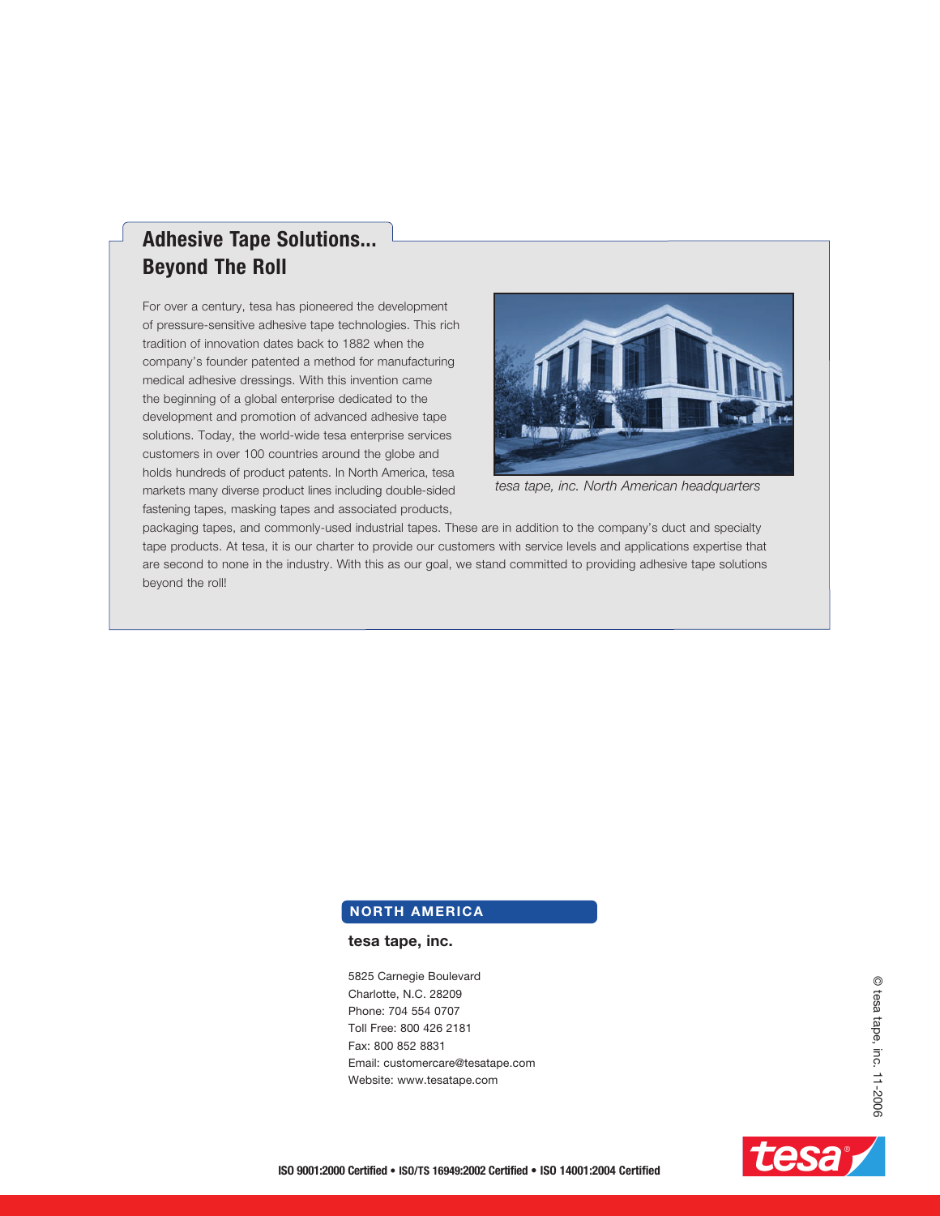## Adhesive Tape Solutions... Beyond The Roll

For over a century, tesa has pioneered the development of pressure-sensitive adhesive tape technologies. This rich tradition of innovation dates back to 1882 when the company's founder patented a method for manufacturing medical adhesive dressings. With this invention came the beginning of a global enterprise dedicated to the development and promotion of advanced adhesive tape solutions. Today, the world-wide tesa enterprise services customers in over 100 countries around the globe and holds hundreds of product patents. In North America, tesa markets many diverse product lines including double-sided fastening tapes, masking tapes and associated products, packaging tapes, and commonly-used industrial tapes. These are in addition to the company's duct and specialty tape products. At tesa, it is our charter to provide our customers with service levels and applications expertise that are second to none in the industry. With this as our goal, we stand committed to providing adhesive tape solutions beyond the roll!

*tesa tape, inc. North American headquarters*

**NORTH AMERICA**

**tesa tape, inc.**

5825 Carnegie Boulevard
Charlotte, N.C. 28209
Phone: 704 554 0707
Toll Free: 800 426 2181
Fax: 800 852 8831
Email: customercare@tesatape.com
Website: www.tesatape.com

© tesa tape, inc. 11-2006

**ISO 9001:2000 Certified • ISO/TS 16949:2002 Certified • ISO 14001:2004 Certified**